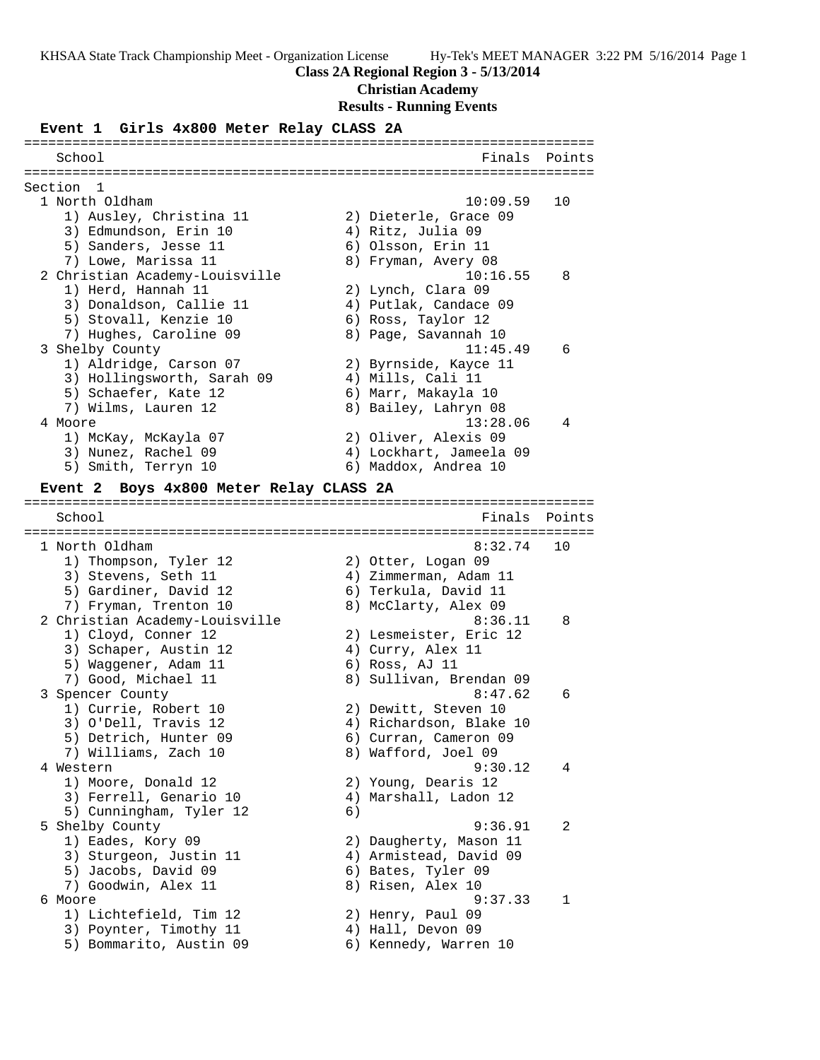KHSAA State Track Championship Meet - Organization License Hy-Tek's MEET MANAGER 3:22 PM 5/16/2014 Page 1

**Class 2A Regional Region 3 - 5/13/2014**

**Christian Academy**

**Results - Running Events**

## Event 1 Girls 4x800 Meter Relay CLASS 2A

```
=======================================================================
   School                                            Finals  Points
=======================================================================
Section  1
  1 North Oldham                                    10:09.59   10
     1) Ausley, Christina 11           2) Dieterle, Grace 09
     3) Edmundson, Erin 10             4) Ritz, Julia 09
     5) Sanders, Jesse 11              6) Olsson, Erin 11
     7) Lowe, Marissa 11               8) Fryman, Avery 08
  2 Christian Academy-Louisville                    10:16.55    8
     1) Herd, Hannah 11                2) Lynch, Clara 09
     3) Donaldson, Callie 11           4) Putlak, Candace 09
     5) Stovall, Kenzie 10             6) Ross, Taylor 12
     7) Hughes, Caroline 09            8) Page, Savannah 10
  3 Shelby County                                   11:45.49    6
     1) Aldridge, Carson 07            2) Byrnside, Kayce 11
     3) Hollingsworth, Sarah 09        4) Mills, Cali 11
     5) Schaefer, Kate 12              6) Marr, Makayla 10
     7) Wilms, Lauren 12               8) Bailey, Lahryn 08
  4 Moore                                           13:28.06    4
     1) McKay, McKayla 07              2) Oliver, Alexis 09
     3) Nunez, Rachel 09               4) Lockhart, Jameela 09
     5) Smith, Terryn 10               6) Maddox, Andrea 10
```

## Event 2 Boys 4x800 Meter Relay CLASS 2A

```
=======================================================================
   School                                            Finals  Points
=======================================================================
  1 North Oldham                                     8:32.74   10
     1) Thompson, Tyler 12             2) Otter, Logan 09
     3) Stevens, Seth 11               4) Zimmerman, Adam 11
     5) Gardiner, David 12             6) Terkula, David 11
     7) Fryman, Trenton 10             8) McClarty, Alex 09
  2 Christian Academy-Louisville                     8:36.11    8
     1) Cloyd, Conner 12               2) Lesmeister, Eric 12
     3) Schaper, Austin 12             4) Curry, Alex 11
     5) Waggener, Adam 11              6) Ross, AJ 11
     7) Good, Michael 11               8) Sullivan, Brendan 09
  3 Spencer County                                   8:47.62    6
     1) Currie, Robert 10              2) Dewitt, Steven 10
     3) O'Dell, Travis 12              4) Richardson, Blake 10
     5) Detrich, Hunter 09             6) Curran, Cameron 09
     7) Williams, Zach 10              8) Wafford, Joel 09
  4 Western                                          9:30.12    4
     1) Moore, Donald 12               2) Young, Dearis 12
     3) Ferrell, Genario 10            4) Marshall, Ladon 12
     5) Cunningham, Tyler 12           6)
  5 Shelby County                                    9:36.91    2
     1) Eades, Kory 09                 2) Daugherty, Mason 11
     3) Sturgeon, Justin 11            4) Armistead, David 09
     5) Jacobs, David 09               6) Bates, Tyler 09
     7) Goodwin, Alex 11               8) Risen, Alex 10
  6 Moore                                            9:37.33    1
     1) Lichtefield, Tim 12            2) Henry, Paul 09
     3) Poynter, Timothy 11            4) Hall, Devon 09
     5) Bommarito, Austin 09           6) Kennedy, Warren 10
```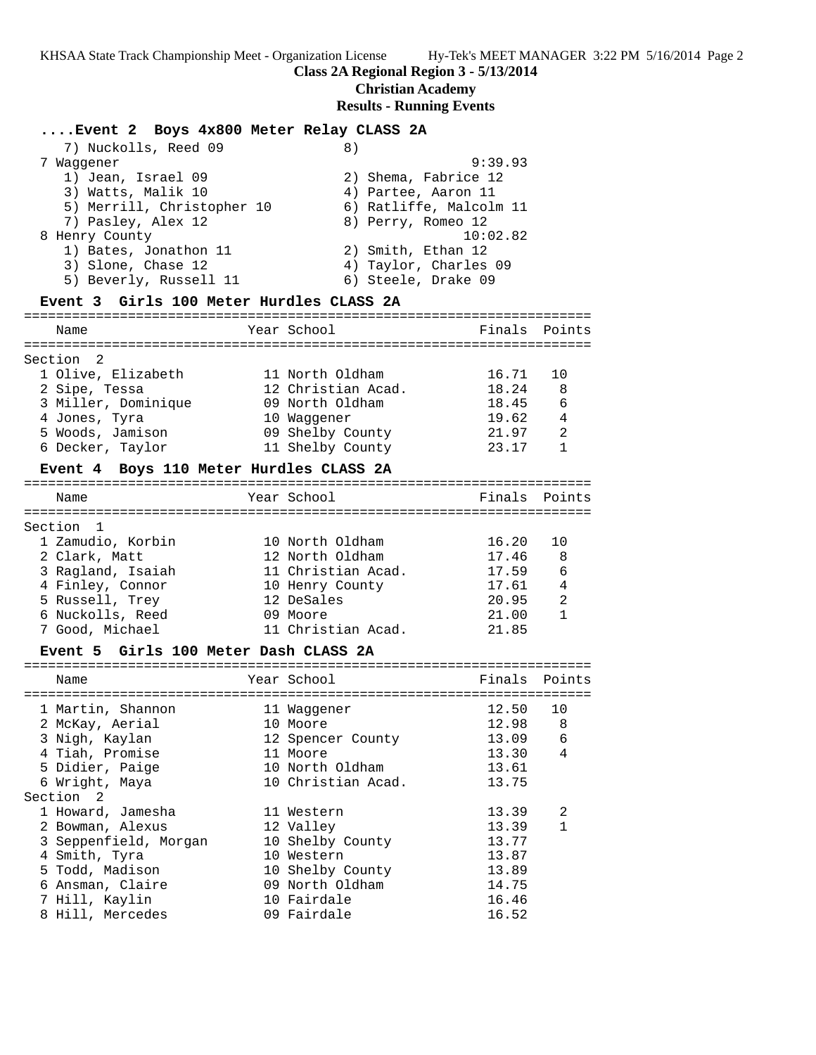**Class 2A Regional Region 3 - 5/13/2014**

**Christian Academy**

**Results - Running Events**

### ....Event 2 Boys 4x800 Meter Relay CLASS 2A

7) Nuckolls, Reed 09 &nbsp;&nbsp;&nbsp; 8)

7 Waggener — 9:39.93
- 1) Jean, Israel 09 &nbsp;&nbsp;&nbsp; 2) Shema, Fabrice 12
- 3) Watts, Malik 10 &nbsp;&nbsp;&nbsp; 4) Partee, Aaron 11
- 5) Merrill, Christopher 10 &nbsp;&nbsp;&nbsp; 6) Ratliffe, Malcolm 11
- 7) Pasley, Alex 12 &nbsp;&nbsp;&nbsp; 8) Perry, Romeo 12

8 Henry County — 10:02.82
- 1) Bates, Jonathon 11 &nbsp;&nbsp;&nbsp; 2) Smith, Ethan 12
- 3) Slone, Chase 12 &nbsp;&nbsp;&nbsp; 4) Taylor, Charles 09
- 5) Beverly, Russell 11 &nbsp;&nbsp;&nbsp; 6) Steele, Drake 09

### Event 3 Girls 100 Meter Hurdles CLASS 2A

| | Name | Year | School | Finals | Points |
|---|---|---|---|---|---|
| **Section 2** | | | | | |
| 1 | Olive, Elizabeth | 11 | North Oldham | 16.71 | 10 |
| 2 | Sipe, Tessa | 12 | Christian Acad. | 18.24 | 8 |
| 3 | Miller, Dominique | 09 | North Oldham | 18.45 | 6 |
| 4 | Jones, Tyra | 10 | Waggener | 19.62 | 4 |
| 5 | Woods, Jamison | 09 | Shelby County | 21.97 | 2 |
| 6 | Decker, Taylor | 11 | Shelby County | 23.17 | 1 |

### Event 4 Boys 110 Meter Hurdles CLASS 2A

| | Name | Year | School | Finals | Points |
|---|---|---|---|---|---|
| **Section 1** | | | | | |
| 1 | Zamudio, Korbin | 10 | North Oldham | 16.20 | 10 |
| 2 | Clark, Matt | 12 | North Oldham | 17.46 | 8 |
| 3 | Ragland, Isaiah | 11 | Christian Acad. | 17.59 | 6 |
| 4 | Finley, Connor | 10 | Henry County | 17.61 | 4 |
| 5 | Russell, Trey | 12 | DeSales | 20.95 | 2 |
| 6 | Nuckolls, Reed | 09 | Moore | 21.00 | 1 |
| 7 | Good, Michael | 11 | Christian Acad. | 21.85 | |

### Event 5 Girls 100 Meter Dash CLASS 2A

| | Name | Year | School | Finals | Points |
|---|---|---|---|---|---|
| 1 | Martin, Shannon | 11 | Waggener | 12.50 | 10 |
| 2 | McKay, Aerial | 10 | Moore | 12.98 | 8 |
| 3 | Nigh, Kaylan | 12 | Spencer County | 13.09 | 6 |
| 4 | Tiah, Promise | 11 | Moore | 13.30 | 4 |
| 5 | Didier, Paige | 10 | North Oldham | 13.61 | |
| 6 | Wright, Maya | 10 | Christian Acad. | 13.75 | |
| **Section 2** | | | | | |
| 1 | Howard, Jamesha | 11 | Western | 13.39 | 2 |
| 2 | Bowman, Alexus | 12 | Valley | 13.39 | 1 |
| 3 | Seppenfield, Morgan | 10 | Shelby County | 13.77 | |
| 4 | Smith, Tyra | 10 | Western | 13.87 | |
| 5 | Todd, Madison | 10 | Shelby County | 13.89 | |
| 6 | Ansman, Claire | 09 | North Oldham | 14.75 | |
| 7 | Hill, Kaylin | 10 | Fairdale | 16.46 | |
| 8 | Hill, Mercedes | 09 | Fairdale | 16.52 | |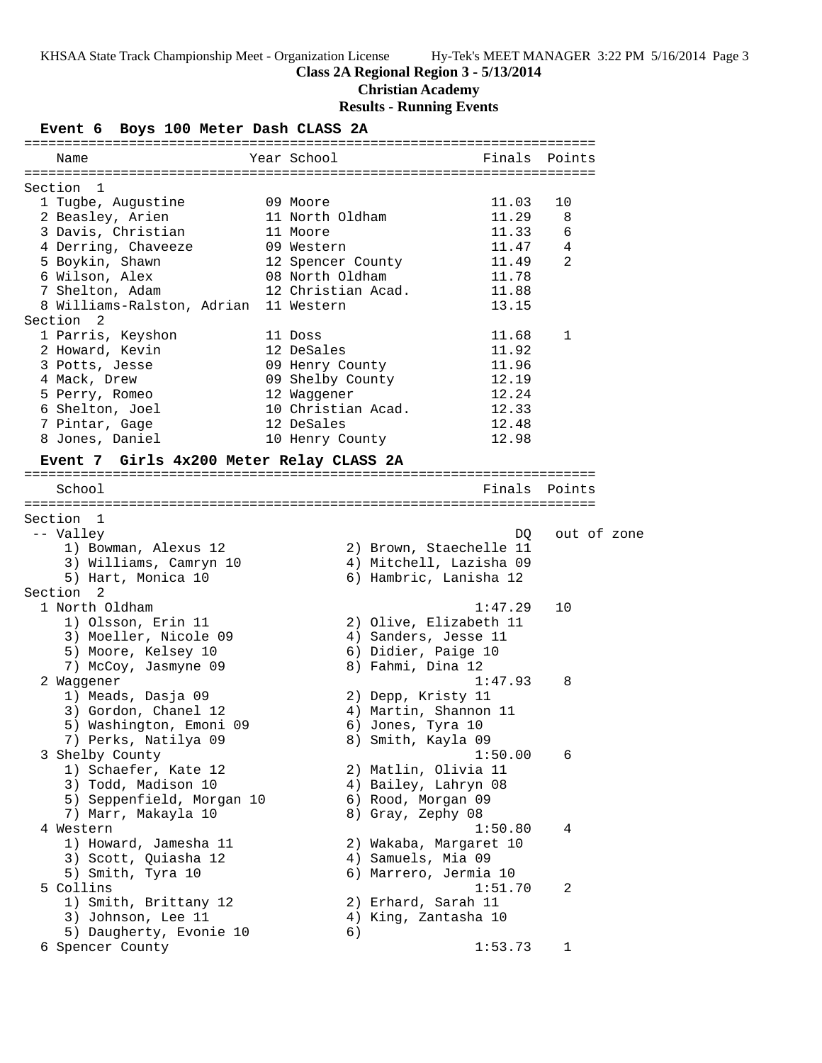**Class 2A Regional Region 3 - 5/13/2014**

**Christian Academy**

**Results - Running Events**

### Event 6 Boys 100 Meter Dash CLASS 2A

| Name | Year | School | Finals | Points |
|---|---|---|---|---|
| **Section 1** | | | | |
| 1 Tugbe, Augustine | 09 | Moore | 11.03 | 10 |
| 2 Beasley, Arien | 11 | North Oldham | 11.29 | 8 |
| 3 Davis, Christian | 11 | Moore | 11.33 | 6 |
| 4 Derring, Chaveeze | 09 | Western | 11.47 | 4 |
| 5 Boykin, Shawn | 12 | Spencer County | 11.49 | 2 |
| 6 Wilson, Alex | 08 | North Oldham | 11.78 | |
| 7 Shelton, Adam | 12 | Christian Acad. | 11.88 | |
| 8 Williams-Ralston, Adrian | 11 | Western | 13.15 | |
| **Section 2** | | | | |
| 1 Parris, Keyshon | 11 | Doss | 11.68 | 1 |
| 2 Howard, Kevin | 12 | DeSales | 11.92 | |
| 3 Potts, Jesse | 09 | Henry County | 11.96 | |
| 4 Mack, Drew | 09 | Shelby County | 12.19 | |
| 5 Perry, Romeo | 12 | Waggener | 12.24 | |
| 6 Shelton, Joel | 10 | Christian Acad. | 12.33 | |
| 7 Pintar, Gage | 12 | DeSales | 12.48 | |
| 8 Jones, Daniel | 10 | Henry County | 12.98 | |

### Event 7 Girls 4x200 Meter Relay CLASS 2A

| School | Finals | Points |
|---|---|---|
| **Section 1** | | |
| -- Valley | DQ | out of zone |
| 1) Bowman, Alexus 12; 2) Brown, Staechelle 11; 3) Williams, Camryn 10; 4) Mitchell, Lazisha 09; 5) Hart, Monica 10; 6) Hambric, Lanisha 12 | | |
| **Section 2** | | |
| 1 North Oldham | 1:47.29 | 10 |
| 1) Olsson, Erin 11; 2) Olive, Elizabeth 11; 3) Moeller, Nicole 09; 4) Sanders, Jesse 11; 5) Moore, Kelsey 10; 6) Didier, Paige 10; 7) McCoy, Jasmyne 09; 8) Fahmi, Dina 12 | | |
| 2 Waggener | 1:47.93 | 8 |
| 1) Meads, Dasja 09; 2) Depp, Kristy 11; 3) Gordon, Chanel 12; 4) Martin, Shannon 11; 5) Washington, Emoni 09; 6) Jones, Tyra 10; 7) Perks, Natilya 09; 8) Smith, Kayla 09 | | |
| 3 Shelby County | 1:50.00 | 6 |
| 1) Schaefer, Kate 12; 2) Matlin, Olivia 11; 3) Todd, Madison 10; 4) Bailey, Lahryn 08; 5) Seppenfield, Morgan 10; 6) Rood, Morgan 09; 7) Marr, Makayla 10; 8) Gray, Zephy 08 | | |
| 4 Western | 1:50.80 | 4 |
| 1) Howard, Jamesha 11; 2) Wakaba, Margaret 10; 3) Scott, Quiasha 12; 4) Samuels, Mia 09; 5) Smith, Tyra 10; 6) Marrero, Jermia 10 | | |
| 5 Collins | 1:51.70 | 2 |
| 1) Smith, Brittany 12; 2) Erhard, Sarah 11; 3) Johnson, Lee 11; 4) King, Zantasha 10; 5) Daugherty, Evonie 10; 6) | | |
| 6 Spencer County | 1:53.73 | 1 |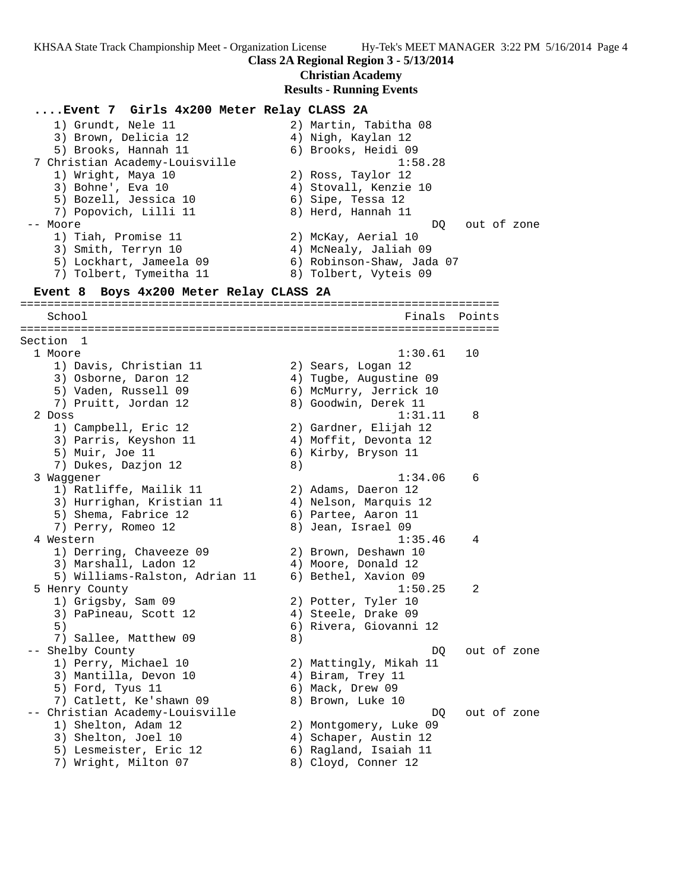**Class 2A Regional Region 3 - 5/13/2014**

**Christian Academy**

**Results - Running Events**

### ....Event 7 Girls 4x200 Meter Relay CLASS 2A

```
    1) Grundt, Nele 11                2) Martin, Tabitha 08
    3) Brown, Delicia 12              4) Nigh, Kaylan 12
    5) Brooks, Hannah 11              6) Brooks, Heidi 09
  7 Christian Academy-Louisville                   1:58.28
    1) Wright, Maya 10                2) Ross, Taylor 12
    3) Bohne', Eva 10                 4) Stovall, Kenzie 10
    5) Bozell, Jessica 10             6) Sipe, Tessa 12
    7) Popovich, Lilli 11             8) Herd, Hannah 11
 -- Moore                                               DQ   out of zone
    1) Tiah, Promise 11               2) McKay, Aerial 10
    3) Smith, Terryn 10               4) McNealy, Jaliah 09
    5) Lockhart, Jameela 09           6) Robinson-Shaw, Jada 07
    7) Tolbert, Tymeitha 11           8) Tolbert, Vyteis 09
```

### Event 8 Boys 4x200 Meter Relay CLASS 2A

```
===================================================================
    School                                        Finals  Points
===================================================================
Section  1
  1 Moore                                          1:30.61   10
    1) Davis, Christian 11            2) Sears, Logan 12
    3) Osborne, Daron 12              4) Tugbe, Augustine 09
    5) Vaden, Russell 09              6) McMurry, Jerrick 10
    7) Pruitt, Jordan 12              8) Goodwin, Derek 11
  2 Doss                                           1:31.11    8
    1) Campbell, Eric 12              2) Gardner, Elijah 12
    3) Parris, Keyshon 11             4) Moffit, Devonta 12
    5) Muir, Joe 11                   6) Kirby, Bryson 11
    7) Dukes, Dazjon 12               8)
  3 Waggener                                       1:34.06    6
    1) Ratliffe, Mailik 11            2) Adams, Daeron 12
    3) Hurrighan, Kristian 11         4) Nelson, Marquis 12
    5) Shema, Fabrice 12              6) Partee, Aaron 11
    7) Perry, Romeo 12                8) Jean, Israel 09
  4 Western                                        1:35.46    4
    1) Derring, Chaveeze 09           2) Brown, Deshawn 10
    3) Marshall, Ladon 12             4) Moore, Donald 12
    5) Williams-Ralston, Adrian 11    6) Bethel, Xavion 09
  5 Henry County                                   1:50.25    2
    1) Grigsby, Sam 09                2) Potter, Tyler 10
    3) PaPineau, Scott 12             4) Steele, Drake 09
    5)                                6) Rivera, Giovanni 12
    7) Sallee, Matthew 09             8)
 -- Shelby County                                       DQ   out of zone
    1) Perry, Michael 10              2) Mattingly, Mikah 11
    3) Mantilla, Devon 10             4) Biram, Trey 11
    5) Ford, Tyus 11                  6) Mack, Drew 09
    7) Catlett, Ke'shawn 09           8) Brown, Luke 10
 -- Christian Academy-Louisville                        DQ   out of zone
    1) Shelton, Adam 12               2) Montgomery, Luke 09
    3) Shelton, Joel 10               4) Schaper, Austin 12
    5) Lesmeister, Eric 12            6) Ragland, Isaiah 11
    7) Wright, Milton 07              8) Cloyd, Conner 12
```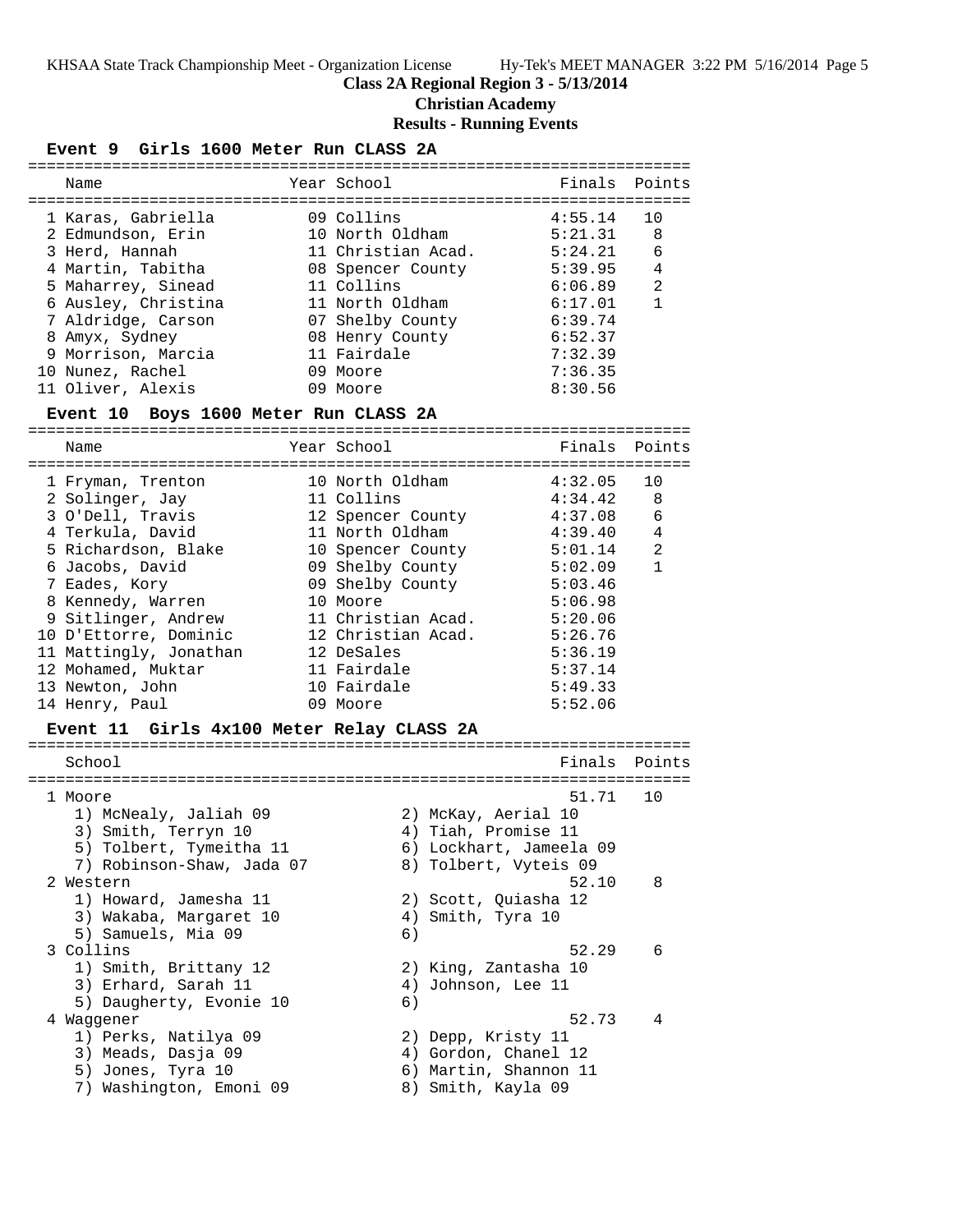**Class 2A Regional Region 3 - 5/13/2014**

**Christian Academy**

**Results - Running Events**

### Event 9 Girls 1600 Meter Run CLASS 2A

| Name | Year | School | Finals | Points |
|---|---|---|---|---|
| 1 Karas, Gabriella | 09 | Collins | 4:55.14 | 10 |
| 2 Edmundson, Erin | 10 | North Oldham | 5:21.31 | 8 |
| 3 Herd, Hannah | 11 | Christian Acad. | 5:24.21 | 6 |
| 4 Martin, Tabitha | 08 | Spencer County | 5:39.95 | 4 |
| 5 Maharrey, Sinead | 11 | Collins | 6:06.89 | 2 |
| 6 Ausley, Christina | 11 | North Oldham | 6:17.01 | 1 |
| 7 Aldridge, Carson | 07 | Shelby County | 6:39.74 | |
| 8 Amyx, Sydney | 08 | Henry County | 6:52.37 | |
| 9 Morrison, Marcia | 11 | Fairdale | 7:32.39 | |
| 10 Nunez, Rachel | 09 | Moore | 7:36.35 | |
| 11 Oliver, Alexis | 09 | Moore | 8:30.56 | |

### Event 10 Boys 1600 Meter Run CLASS 2A

| Name | Year | School | Finals | Points |
|---|---|---|---|---|
| 1 Fryman, Trenton | 10 | North Oldham | 4:32.05 | 10 |
| 2 Solinger, Jay | 11 | Collins | 4:34.42 | 8 |
| 3 O'Dell, Travis | 12 | Spencer County | 4:37.08 | 6 |
| 4 Terkula, David | 11 | North Oldham | 4:39.40 | 4 |
| 5 Richardson, Blake | 10 | Spencer County | 5:01.14 | 2 |
| 6 Jacobs, David | 09 | Shelby County | 5:02.09 | 1 |
| 7 Eades, Kory | 09 | Shelby County | 5:03.46 | |
| 8 Kennedy, Warren | 10 | Moore | 5:06.98 | |
| 9 Sitlinger, Andrew | 11 | Christian Acad. | 5:20.06 | |
| 10 D'Ettorre, Dominic | 12 | Christian Acad. | 5:26.76 | |
| 11 Mattingly, Jonathan | 12 | DeSales | 5:36.19 | |
| 12 Mohamed, Muktar | 11 | Fairdale | 5:37.14 | |
| 13 Newton, John | 10 | Fairdale | 5:49.33 | |
| 14 Henry, Paul | 09 | Moore | 5:52.06 | |

### Event 11 Girls 4x100 Meter Relay CLASS 2A

| School | Finals | Points |
|---|---|---|
| 1 Moore | 51.71 | 10 |
| 1) McNealy, Jaliah 09; 2) McKay, Aerial 10; 3) Smith, Terryn 10; 4) Tiah, Promise 11; 5) Tolbert, Tymeitha 11; 6) Lockhart, Jameela 09; 7) Robinson-Shaw, Jada 07; 8) Tolbert, Vyteis 09 | | |
| 2 Western | 52.10 | 8 |
| 1) Howard, Jamesha 11; 2) Scott, Quiasha 12; 3) Wakaba, Margaret 10; 4) Smith, Tyra 10; 5) Samuels, Mia 09; 6) | | |
| 3 Collins | 52.29 | 6 |
| 1) Smith, Brittany 12; 2) King, Zantasha 10; 3) Erhard, Sarah 11; 4) Johnson, Lee 11; 5) Daugherty, Evonie 10; 6) | | |
| 4 Waggener | 52.73 | 4 |
| 1) Perks, Natilya 09; 2) Depp, Kristy 11; 3) Meads, Dasja 09; 4) Gordon, Chanel 12; 5) Jones, Tyra 10; 6) Martin, Shannon 11; 7) Washington, Emoni 09; 8) Smith, Kayla 09 | | |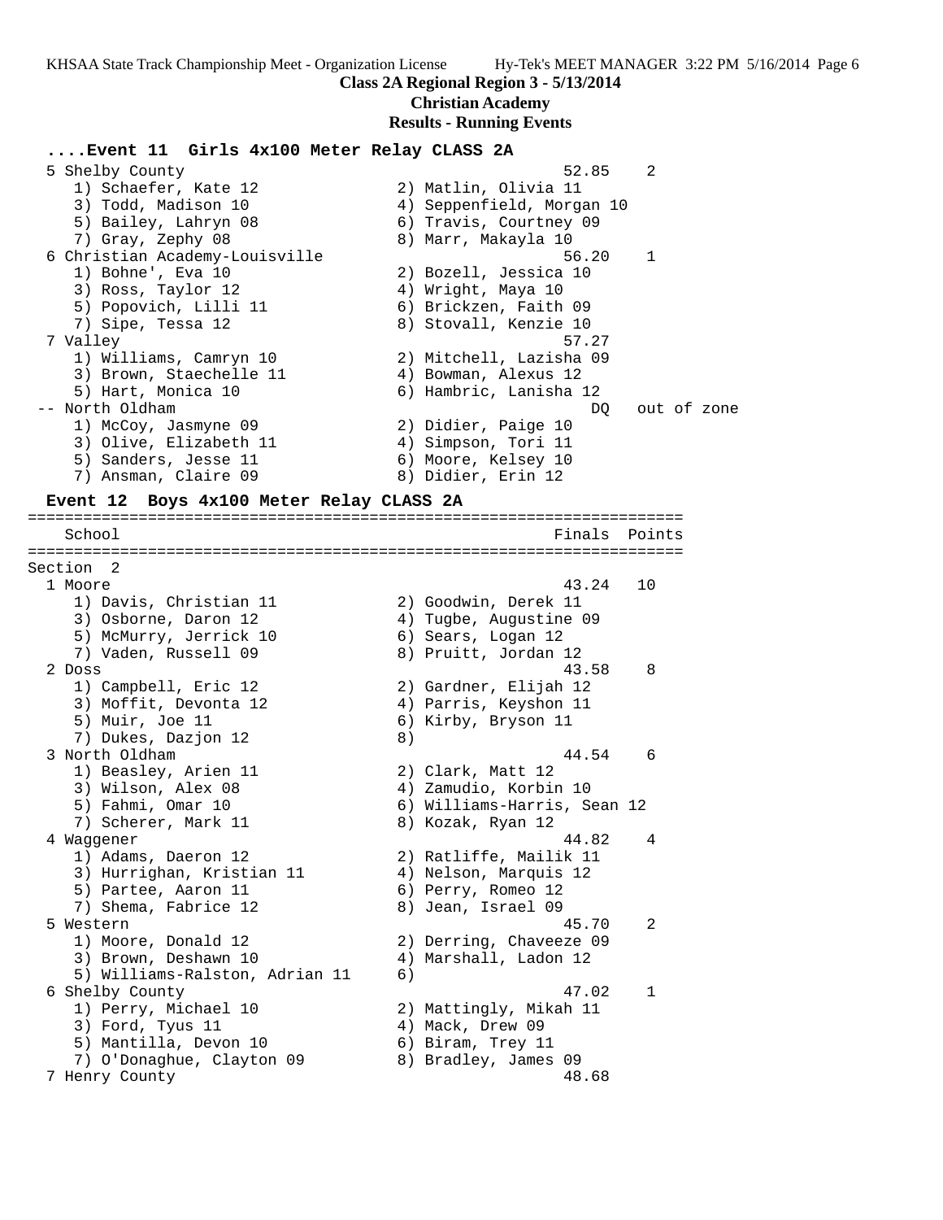**Class 2A Regional Region 3 - 5/13/2014**

**Christian Academy**

**Results - Running Events**

### ....Event 11 Girls 4x100 Meter Relay CLASS 2A

```
  5 Shelby County                                      52.85    2
     1) Schaefer, Kate 12              2) Matlin, Olivia 11
     3) Todd, Madison 10               4) Seppenfield, Morgan 10
     5) Bailey, Lahryn 08              6) Travis, Courtney 09
     7) Gray, Zephy 08                 8) Marr, Makayla 10
  6 Christian Academy-Louisville                       56.20    1
     1) Bohne', Eva 10                 2) Bozell, Jessica 10
     3) Ross, Taylor 12                4) Wright, Maya 10
     5) Popovich, Lilli 11             6) Brickzen, Faith 09
     7) Sipe, Tessa 12                 8) Stovall, Kenzie 10
  7 Valley                                             57.27
     1) Williams, Camryn 10            2) Mitchell, Lazisha 09
     3) Brown, Staechelle 11           4) Bowman, Alexus 12
     5) Hart, Monica 10                6) Hambric, Lanisha 12
 -- North Oldham                                          DQ   out of zone
     1) McCoy, Jasmyne 09              2) Didier, Paige 10
     3) Olive, Elizabeth 11            4) Simpson, Tori 11
     5) Sanders, Jesse 11              6) Moore, Kelsey 10
     7) Ansman, Claire 09              8) Didier, Erin 12
```

### Event 12 Boys 4x100 Meter Relay CLASS 2A

```
=======================================================================
    School                                            Finals  Points
=======================================================================
Section  2
  1 Moore                                              43.24   10
     1) Davis, Christian 11            2) Goodwin, Derek 11
     3) Osborne, Daron 12              4) Tugbe, Augustine 09
     5) McMurry, Jerrick 10            6) Sears, Logan 12
     7) Vaden, Russell 09              8) Pruitt, Jordan 12
  2 Doss                                               43.58    8
     1) Campbell, Eric 12              2) Gardner, Elijah 12
     3) Moffit, Devonta 12             4) Parris, Keyshon 11
     5) Muir, Joe 11                   6) Kirby, Bryson 11
     7) Dukes, Dazjon 12               8)
  3 North Oldham                                       44.54    6
     1) Beasley, Arien 11              2) Clark, Matt 12
     3) Wilson, Alex 08                4) Zamudio, Korbin 10
     5) Fahmi, Omar 10                 6) Williams-Harris, Sean 12
     7) Scherer, Mark 11               8) Kozak, Ryan 12
  4 Waggener                                           44.82    4
     1) Adams, Daeron 12               2) Ratliffe, Mailik 11
     3) Hurrighan, Kristian 11         4) Nelson, Marquis 12
     5) Partee, Aaron 11               6) Perry, Romeo 12
     7) Shema, Fabrice 12              8) Jean, Israel 09
  5 Western                                            45.70    2
     1) Moore, Donald 12               2) Derring, Chaveeze 09
     3) Brown, Deshawn 10              4) Marshall, Ladon 12
     5) Williams-Ralston, Adrian 11    6)
  6 Shelby County                                      47.02    1
     1) Perry, Michael 10              2) Mattingly, Mikah 11
     3) Ford, Tyus 11                  4) Mack, Drew 09
     5) Mantilla, Devon 10             6) Biram, Trey 11
     7) O'Donaghue, Clayton 09         8) Bradley, James 09
  7 Henry County                                       48.68
```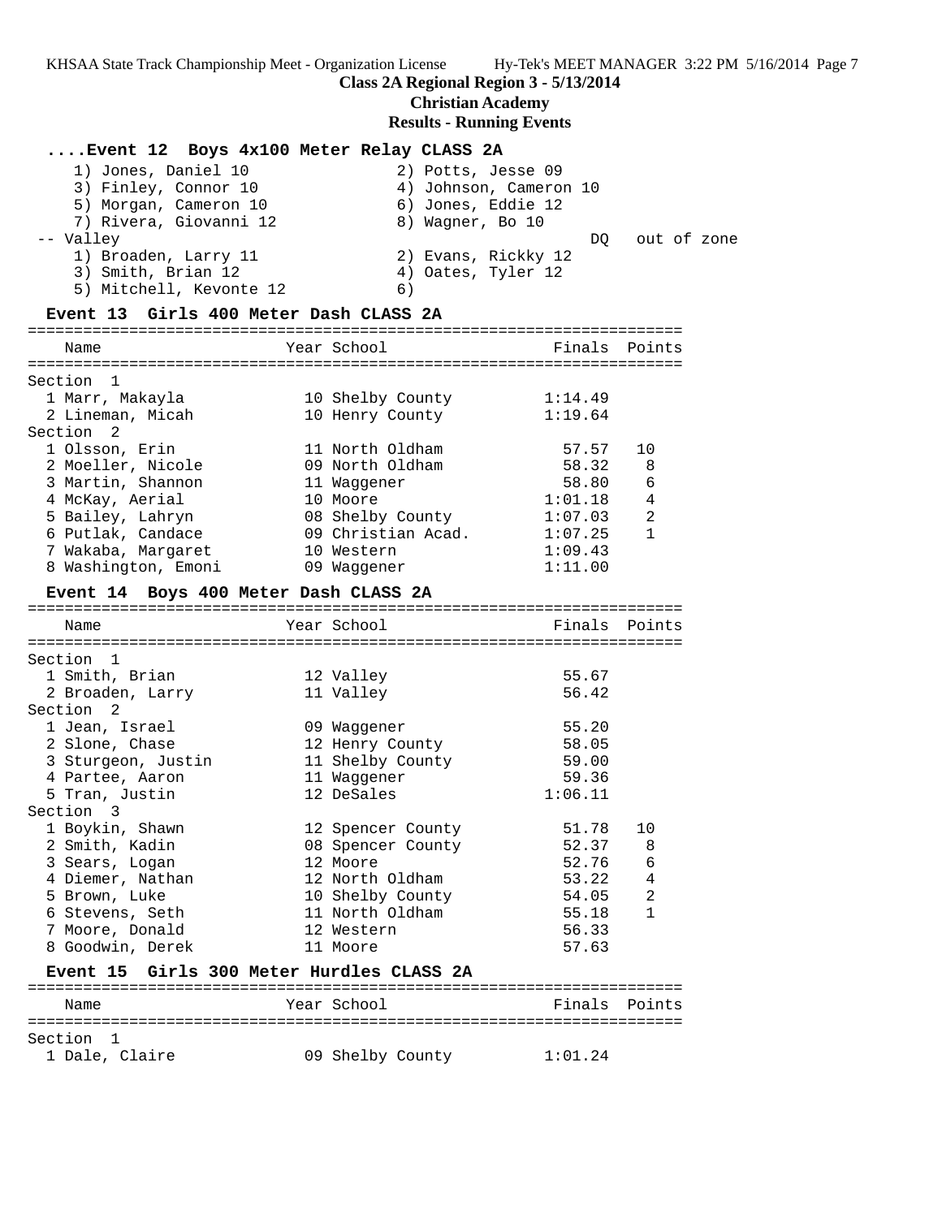**Class 2A Regional Region 3 - 5/13/2014**

**Christian Academy**

**Results - Running Events**

### ....Event 12 Boys 4x100 Meter Relay CLASS 2A

1) Jones, Daniel 10 — 2) Potts, Jesse 09
3) Finley, Connor 10 — 4) Johnson, Cameron 10
5) Morgan, Cameron 10 — 6) Jones, Eddie 12
7) Rivera, Giovanni 12 — 8) Wagner, Bo 10

-- Valley — DQ — out of zone
1) Broaden, Larry 11 — 2) Evans, Rickky 12
3) Smith, Brian 12 — 4) Oates, Tyler 12
5) Mitchell, Kevonte 12 — 6)

### Event 13 Girls 400 Meter Dash CLASS 2A

| Name | Year | School | Finals | Points |
|---|---|---|---|---|
| **Section 1** | | | | |
| 1 Marr, Makayla | 10 | Shelby County | 1:14.49 | |
| 2 Lineman, Micah | 10 | Henry County | 1:19.64 | |
| **Section 2** | | | | |
| 1 Olsson, Erin | 11 | North Oldham | 57.57 | 10 |
| 2 Moeller, Nicole | 09 | North Oldham | 58.32 | 8 |
| 3 Martin, Shannon | 11 | Waggener | 58.80 | 6 |
| 4 McKay, Aerial | 10 | Moore | 1:01.18 | 4 |
| 5 Bailey, Lahryn | 08 | Shelby County | 1:07.03 | 2 |
| 6 Putlak, Candace | 09 | Christian Acad. | 1:07.25 | 1 |
| 7 Wakaba, Margaret | 10 | Western | 1:09.43 | |
| 8 Washington, Emoni | 09 | Waggener | 1:11.00 | |

### Event 14 Boys 400 Meter Dash CLASS 2A

| Name | Year | School | Finals | Points |
|---|---|---|---|---|
| **Section 1** | | | | |
| 1 Smith, Brian | 12 | Valley | 55.67 | |
| 2 Broaden, Larry | 11 | Valley | 56.42 | |
| **Section 2** | | | | |
| 1 Jean, Israel | 09 | Waggener | 55.20 | |
| 2 Slone, Chase | 12 | Henry County | 58.05 | |
| 3 Sturgeon, Justin | 11 | Shelby County | 59.00 | |
| 4 Partee, Aaron | 11 | Waggener | 59.36 | |
| 5 Tran, Justin | 12 | DeSales | 1:06.11 | |
| **Section 3** | | | | |
| 1 Boykin, Shawn | 12 | Spencer County | 51.78 | 10 |
| 2 Smith, Kadin | 08 | Spencer County | 52.37 | 8 |
| 3 Sears, Logan | 12 | Moore | 52.76 | 6 |
| 4 Diemer, Nathan | 12 | North Oldham | 53.22 | 4 |
| 5 Brown, Luke | 10 | Shelby County | 54.05 | 2 |
| 6 Stevens, Seth | 11 | North Oldham | 55.18 | 1 |
| 7 Moore, Donald | 12 | Western | 56.33 | |
| 8 Goodwin, Derek | 11 | Moore | 57.63 | |

### Event 15 Girls 300 Meter Hurdles CLASS 2A

| Name | Year | School | Finals | Points |
|---|---|---|---|---|
| **Section 1** | | | | |
| 1 Dale, Claire | 09 | Shelby County | 1:01.24 | |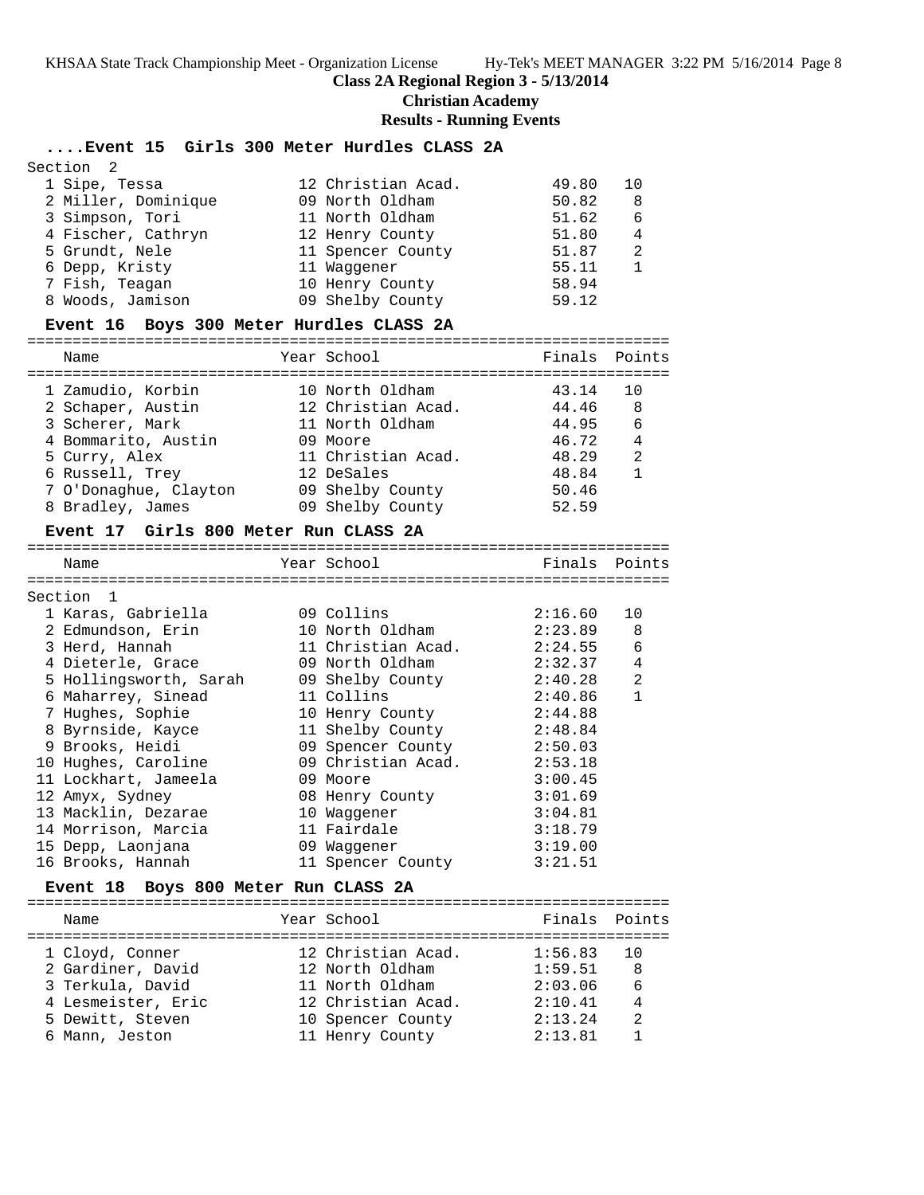**Class 2A Regional Region 3 - 5/13/2014**

**Christian Academy**

**Results - Running Events**

### ....Event 15 Girls 300 Meter Hurdles CLASS 2A

Section 2

| Name | Year | School | Finals | Points |
|---|---|---|---|---|
| 1 Sipe, Tessa | 12 | Christian Acad. | 49.80 | 10 |
| 2 Miller, Dominique | 09 | North Oldham | 50.82 | 8 |
| 3 Simpson, Tori | 11 | North Oldham | 51.62 | 6 |
| 4 Fischer, Cathryn | 12 | Henry County | 51.80 | 4 |
| 5 Grundt, Nele | 11 | Spencer County | 51.87 | 2 |
| 6 Depp, Kristy | 11 | Waggener | 55.11 | 1 |
| 7 Fish, Teagan | 10 | Henry County | 58.94 | |
| 8 Woods, Jamison | 09 | Shelby County | 59.12 | |

### Event 16 Boys 300 Meter Hurdles CLASS 2A

| Name | Year | School | Finals | Points |
|---|---|---|---|---|
| 1 Zamudio, Korbin | 10 | North Oldham | 43.14 | 10 |
| 2 Schaper, Austin | 12 | Christian Acad. | 44.46 | 8 |
| 3 Scherer, Mark | 11 | North Oldham | 44.95 | 6 |
| 4 Bommarito, Austin | 09 | Moore | 46.72 | 4 |
| 5 Curry, Alex | 11 | Christian Acad. | 48.29 | 2 |
| 6 Russell, Trey | 12 | DeSales | 48.84 | 1 |
| 7 O'Donaghue, Clayton | 09 | Shelby County | 50.46 | |
| 8 Bradley, James | 09 | Shelby County | 52.59 | |

### Event 17 Girls 800 Meter Run CLASS 2A

Section 1

| Name | Year | School | Finals | Points |
|---|---|---|---|---|
| 1 Karas, Gabriella | 09 | Collins | 2:16.60 | 10 |
| 2 Edmundson, Erin | 10 | North Oldham | 2:23.89 | 8 |
| 3 Herd, Hannah | 11 | Christian Acad. | 2:24.55 | 6 |
| 4 Dieterle, Grace | 09 | North Oldham | 2:32.37 | 4 |
| 5 Hollingsworth, Sarah | 09 | Shelby County | 2:40.28 | 2 |
| 6 Maharrey, Sinead | 11 | Collins | 2:40.86 | 1 |
| 7 Hughes, Sophie | 10 | Henry County | 2:44.88 | |
| 8 Byrnside, Kayce | 11 | Shelby County | 2:48.84 | |
| 9 Brooks, Heidi | 09 | Spencer County | 2:50.03 | |
| 10 Hughes, Caroline | 09 | Christian Acad. | 2:53.18 | |
| 11 Lockhart, Jameela | 09 | Moore | 3:00.45 | |
| 12 Amyx, Sydney | 08 | Henry County | 3:01.69 | |
| 13 Macklin, Dezarae | 10 | Waggener | 3:04.81 | |
| 14 Morrison, Marcia | 11 | Fairdale | 3:18.79 | |
| 15 Depp, Laonjana | 09 | Waggener | 3:19.00 | |
| 16 Brooks, Hannah | 11 | Spencer County | 3:21.51 | |

### Event 18 Boys 800 Meter Run CLASS 2A

| Name | Year | School | Finals | Points |
|---|---|---|---|---|
| 1 Cloyd, Conner | 12 | Christian Acad. | 1:56.83 | 10 |
| 2 Gardiner, David | 12 | North Oldham | 1:59.51 | 8 |
| 3 Terkula, David | 11 | North Oldham | 2:03.06 | 6 |
| 4 Lesmeister, Eric | 12 | Christian Acad. | 2:10.41 | 4 |
| 5 Dewitt, Steven | 10 | Spencer County | 2:13.24 | 2 |
| 6 Mann, Jeston | 11 | Henry County | 2:13.81 | 1 |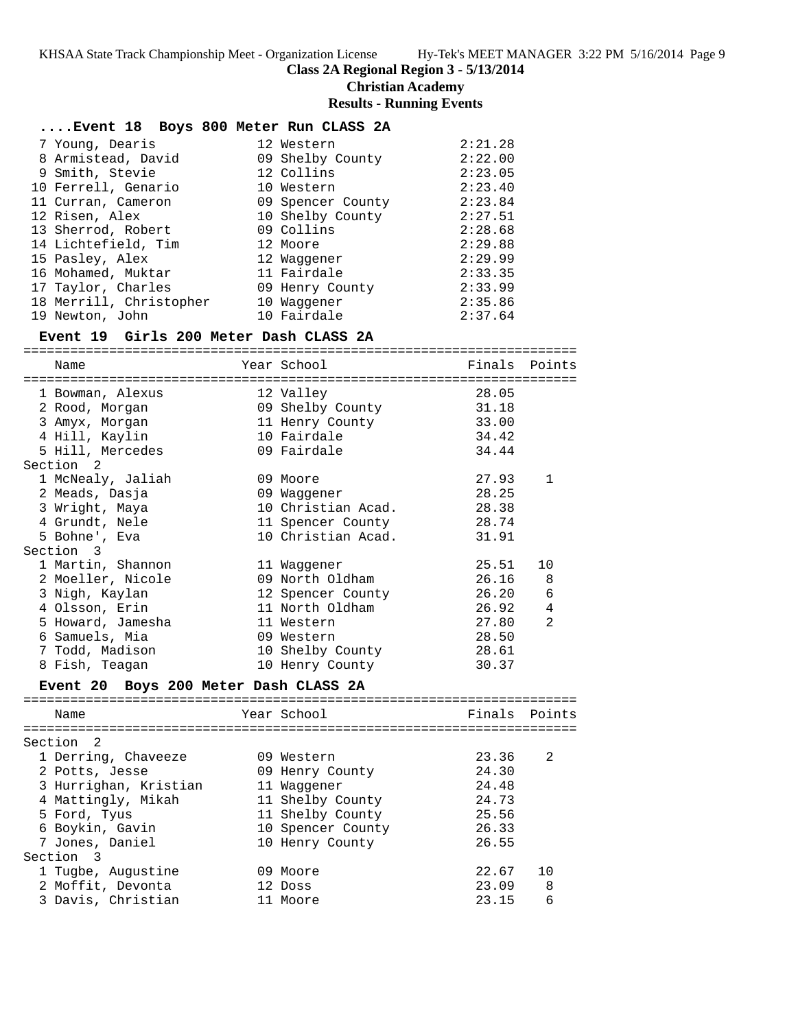**Class 2A Regional Region 3 - 5/13/2014**

**Christian Academy**

**Results - Running Events**

### ....Event 18 Boys 800 Meter Run CLASS 2A

| Place | Name | Year | School | Finals |
|---|---|---|---|---|
| 7 | Young, Dearis | 12 | Western | 2:21.28 |
| 8 | Armistead, David | 09 | Shelby County | 2:22.00 |
| 9 | Smith, Stevie | 12 | Collins | 2:23.05 |
| 10 | Ferrell, Genario | 10 | Western | 2:23.40 |
| 11 | Curran, Cameron | 09 | Spencer County | 2:23.84 |
| 12 | Risen, Alex | 10 | Shelby County | 2:27.51 |
| 13 | Sherrod, Robert | 09 | Collins | 2:28.68 |
| 14 | Lichtefield, Tim | 12 | Moore | 2:29.88 |
| 15 | Pasley, Alex | 12 | Waggener | 2:29.99 |
| 16 | Mohamed, Muktar | 11 | Fairdale | 2:33.35 |
| 17 | Taylor, Charles | 09 | Henry County | 2:33.99 |
| 18 | Merrill, Christopher | 10 | Waggener | 2:35.86 |
| 19 | Newton, John | 10 | Fairdale | 2:37.64 |

### Event 19 Girls 200 Meter Dash CLASS 2A

| Place | Name | Year | School | Finals | Points |
|---|---|---|---|---|---|
| 1 | Bowman, Alexus | 12 | Valley | 28.05 | |
| 2 | Rood, Morgan | 09 | Shelby County | 31.18 | |
| 3 | Amyx, Morgan | 11 | Henry County | 33.00 | |
| 4 | Hill, Kaylin | 10 | Fairdale | 34.42 | |
| 5 | Hill, Mercedes | 09 | Fairdale | 34.44 | |
| **Section 2** | | | | | |
| 1 | McNealy, Jaliah | 09 | Moore | 27.93 | 1 |
| 2 | Meads, Dasja | 09 | Waggener | 28.25 | |
| 3 | Wright, Maya | 10 | Christian Acad. | 28.38 | |
| 4 | Grundt, Nele | 11 | Spencer County | 28.74 | |
| 5 | Bohne', Eva | 10 | Christian Acad. | 31.91 | |
| **Section 3** | | | | | |
| 1 | Martin, Shannon | 11 | Waggener | 25.51 | 10 |
| 2 | Moeller, Nicole | 09 | North Oldham | 26.16 | 8 |
| 3 | Nigh, Kaylan | 12 | Spencer County | 26.20 | 6 |
| 4 | Olsson, Erin | 11 | North Oldham | 26.92 | 4 |
| 5 | Howard, Jamesha | 11 | Western | 27.80 | 2 |
| 6 | Samuels, Mia | 09 | Western | 28.50 | |
| 7 | Todd, Madison | 10 | Shelby County | 28.61 | |
| 8 | Fish, Teagan | 10 | Henry County | 30.37 | |

### Event 20 Boys 200 Meter Dash CLASS 2A

| Place | Name | Year | School | Finals | Points |
|---|---|---|---|---|---|
| **Section 2** | | | | | |
| 1 | Derring, Chaveeze | 09 | Western | 23.36 | 2 |
| 2 | Potts, Jesse | 09 | Henry County | 24.30 | |
| 3 | Hurrighan, Kristian | 11 | Waggener | 24.48 | |
| 4 | Mattingly, Mikah | 11 | Shelby County | 24.73 | |
| 5 | Ford, Tyus | 11 | Shelby County | 25.56 | |
| 6 | Boykin, Gavin | 10 | Spencer County | 26.33 | |
| 7 | Jones, Daniel | 10 | Henry County | 26.55 | |
| **Section 3** | | | | | |
| 1 | Tugbe, Augustine | 09 | Moore | 22.67 | 10 |
| 2 | Moffit, Devonta | 12 | Doss | 23.09 | 8 |
| 3 | Davis, Christian | 11 | Moore | 23.15 | 6 |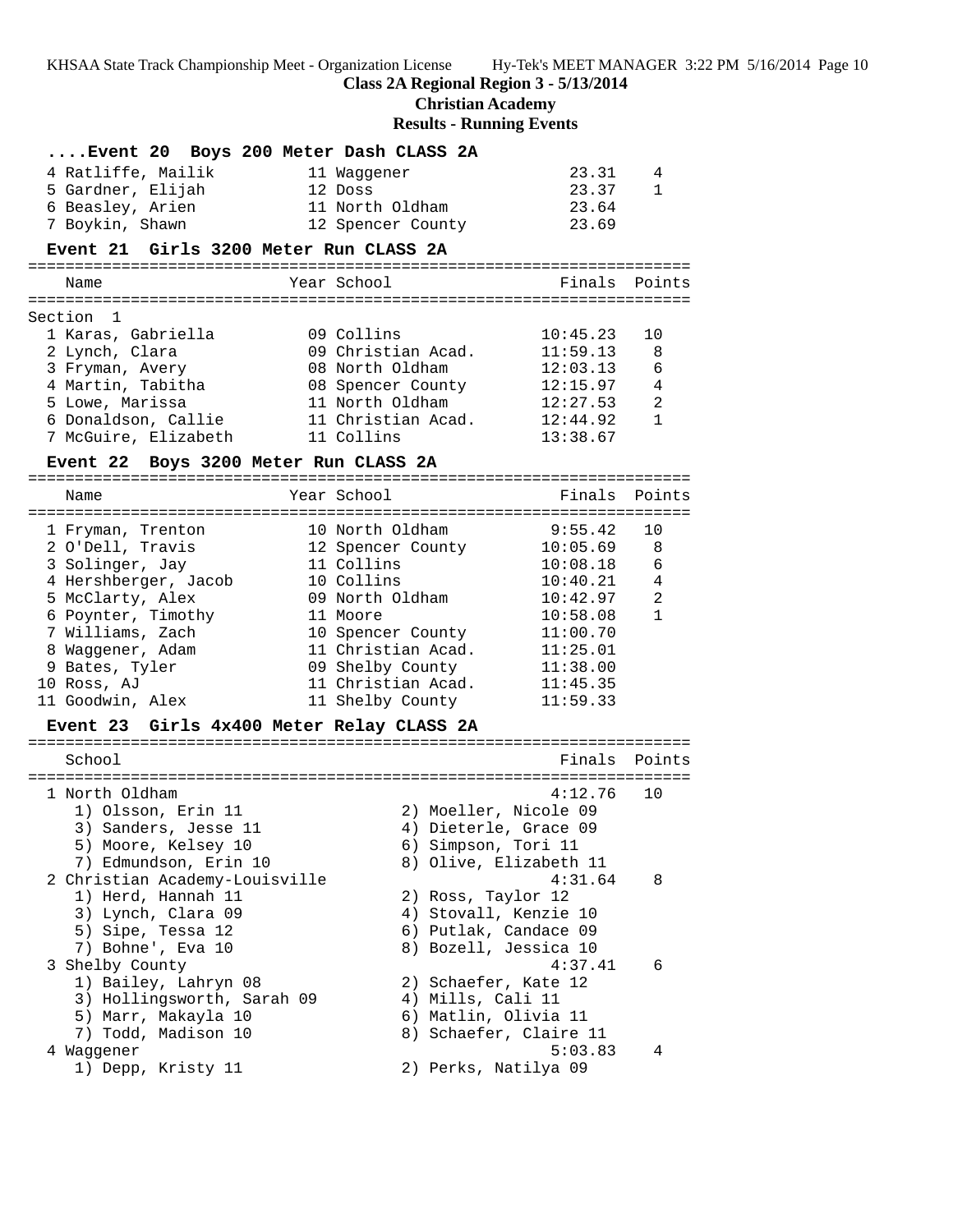**Class 2A Regional Region 3 - 5/13/2014**
**Christian Academy**
**Results - Running Events**

### ....Event 20 Boys 200 Meter Dash CLASS 2A

| Place | Name | Year | School | Finals | Points |
|---|---|---|---|---|---|
| 4 | Ratliffe, Mailik | 11 | Waggener | 23.31 | 4 |
| 5 | Gardner, Elijah | 12 | Doss | 23.37 | 1 |
| 6 | Beasley, Arien | 11 | North Oldham | 23.64 | |
| 7 | Boykin, Shawn | 12 | Spencer County | 23.69 | |

### Event 21 Girls 3200 Meter Run CLASS 2A

Section 1

| Place | Name | Year | School | Finals | Points |
|---|---|---|---|---|---|
| 1 | Karas, Gabriella | 09 | Collins | 10:45.23 | 10 |
| 2 | Lynch, Clara | 09 | Christian Acad. | 11:59.13 | 8 |
| 3 | Fryman, Avery | 08 | North Oldham | 12:03.13 | 6 |
| 4 | Martin, Tabitha | 08 | Spencer County | 12:15.97 | 4 |
| 5 | Lowe, Marissa | 11 | North Oldham | 12:27.53 | 2 |
| 6 | Donaldson, Callie | 11 | Christian Acad. | 12:44.92 | 1 |
| 7 | McGuire, Elizabeth | 11 | Collins | 13:38.67 | |

### Event 22 Boys 3200 Meter Run CLASS 2A

| Place | Name | Year | School | Finals | Points |
|---|---|---|---|---|---|
| 1 | Fryman, Trenton | 10 | North Oldham | 9:55.42 | 10 |
| 2 | O'Dell, Travis | 12 | Spencer County | 10:05.69 | 8 |
| 3 | Solinger, Jay | 11 | Collins | 10:08.18 | 6 |
| 4 | Hershberger, Jacob | 10 | Collins | 10:40.21 | 4 |
| 5 | McClarty, Alex | 09 | North Oldham | 10:42.97 | 2 |
| 6 | Poynter, Timothy | 11 | Moore | 10:58.08 | 1 |
| 7 | Williams, Zach | 10 | Spencer County | 11:00.70 | |
| 8 | Waggener, Adam | 11 | Christian Acad. | 11:25.01 | |
| 9 | Bates, Tyler | 09 | Shelby County | 11:38.00 | |
| 10 | Ross, AJ | 11 | Christian Acad. | 11:45.35 | |
| 11 | Goodwin, Alex | 11 | Shelby County | 11:59.33 | |

### Event 23 Girls 4x400 Meter Relay CLASS 2A

| Place | School | Finals | Points |
|---|---|---|---|
| 1 | North Oldham | 4:12.76 | 10 |
| | 1) Olsson, Erin 11; 2) Moeller, Nicole 09; 3) Sanders, Jesse 11; 4) Dieterle, Grace 09; 5) Moore, Kelsey 10; 6) Simpson, Tori 11; 7) Edmundson, Erin 10; 8) Olive, Elizabeth 11 | | |
| 2 | Christian Academy-Louisville | 4:31.64 | 8 |
| | 1) Herd, Hannah 11; 2) Ross, Taylor 12; 3) Lynch, Clara 09; 4) Stovall, Kenzie 10; 5) Sipe, Tessa 12; 6) Putlak, Candace 09; 7) Bohne', Eva 10; 8) Bozell, Jessica 10 | | |
| 3 | Shelby County | 4:37.41 | 6 |
| | 1) Bailey, Lahryn 08; 2) Schaefer, Kate 12; 3) Hollingsworth, Sarah 09; 4) Mills, Cali 11; 5) Marr, Makayla 10; 6) Matlin, Olivia 11; 7) Todd, Madison 10; 8) Schaefer, Claire 11 | | |
| 4 | Waggener | 5:03.83 | 4 |
| | 1) Depp, Kristy 11; 2) Perks, Natilya 09 | | |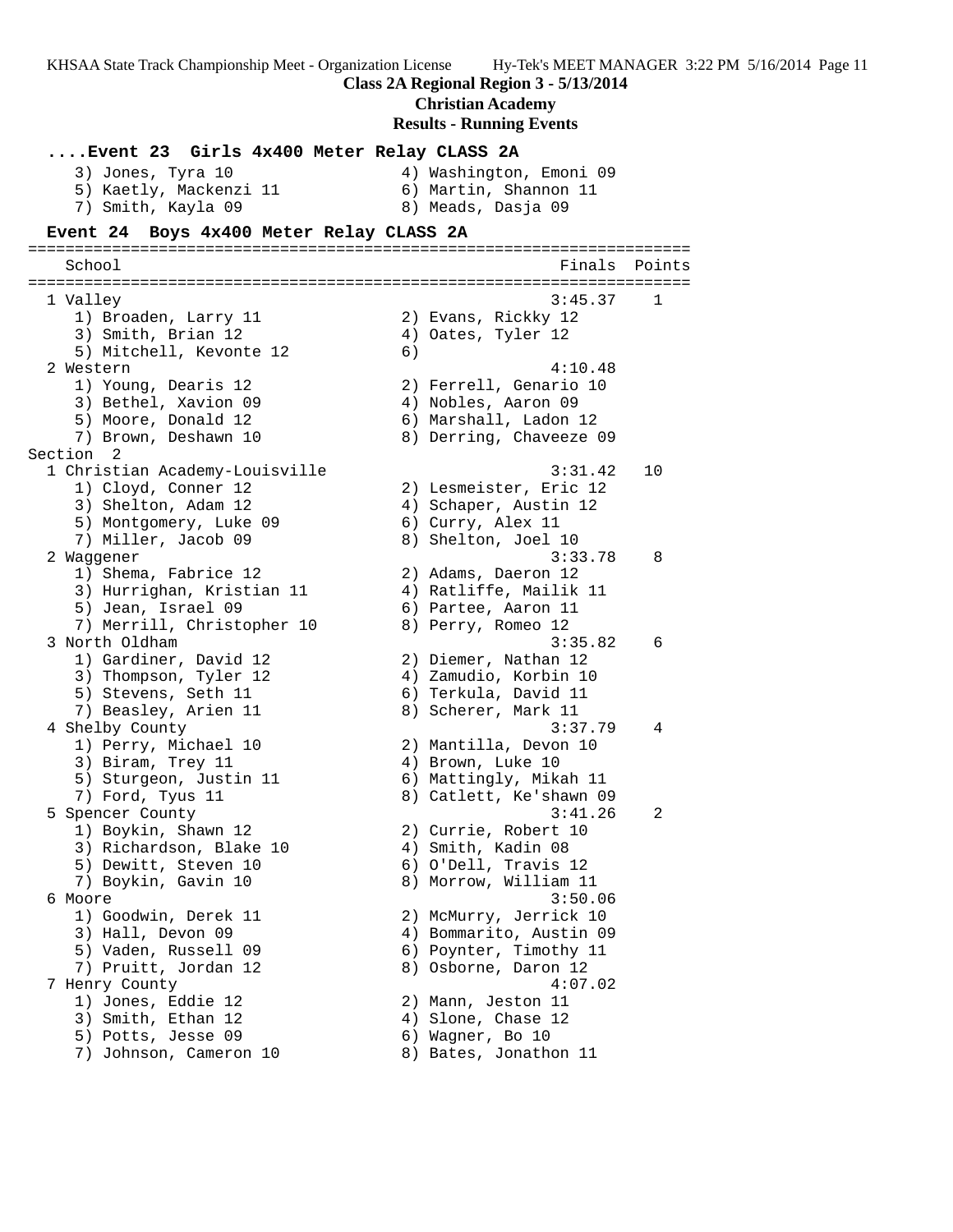Class 2A Regional Region 3 - 5/13/2014

Christian Academy

Results - Running Events

### ....Event 23 Girls 4x400 Meter Relay CLASS 2A

```
    3) Jones, Tyra 10                 4) Washington, Emoni 09
    5) Kaetly, Mackenzi 11            6) Martin, Shannon 11
    7) Smith, Kayla 09                8) Meads, Dasja 09
```

### Event 24 Boys 4x400 Meter Relay CLASS 2A

```
=======================================================================
    School                                               Finals  Points
=======================================================================
  1 Valley                                              3:45.37    1
     1) Broaden, Larry 11              2) Evans, Rickky 12
     3) Smith, Brian 12                4) Oates, Tyler 12
     5) Mitchell, Kevonte 12           6)
  2 Western                                             4:10.48
     1) Young, Dearis 12               2) Ferrell, Genario 10
     3) Bethel, Xavion 09              4) Nobles, Aaron 09
     5) Moore, Donald 12               6) Marshall, Ladon 12
     7) Brown, Deshawn 10              8) Derring, Chaveeze 09
Section  2
  1 Christian Academy-Louisville                        3:31.42   10
     1) Cloyd, Conner 12               2) Lesmeister, Eric 12
     3) Shelton, Adam 12               4) Schaper, Austin 12
     5) Montgomery, Luke 09            6) Curry, Alex 11
     7) Miller, Jacob 09               8) Shelton, Joel 10
  2 Waggener                                            3:33.78    8
     1) Shema, Fabrice 12              2) Adams, Daeron 12
     3) Hurrighan, Kristian 11         4) Ratliffe, Mailik 11
     5) Jean, Israel 09                6) Partee, Aaron 11
     7) Merrill, Christopher 10        8) Perry, Romeo 12
  3 North Oldham                                        3:35.82    6
     1) Gardiner, David 12             2) Diemer, Nathan 12
     3) Thompson, Tyler 12             4) Zamudio, Korbin 10
     5) Stevens, Seth 11               6) Terkula, David 11
     7) Beasley, Arien 11              8) Scherer, Mark 11
  4 Shelby County                                       3:37.79    4
     1) Perry, Michael 10              2) Mantilla, Devon 10
     3) Biram, Trey 11                 4) Brown, Luke 10
     5) Sturgeon, Justin 11            6) Mattingly, Mikah 11
     7) Ford, Tyus 11                  8) Catlett, Ke'shawn 09
  5 Spencer County                                      3:41.26    2
     1) Boykin, Shawn 12               2) Currie, Robert 10
     3) Richardson, Blake 10           4) Smith, Kadin 08
     5) Dewitt, Steven 10              6) O'Dell, Travis 12
     7) Boykin, Gavin 10               8) Morrow, William 11
  6 Moore                                               3:50.06
     1) Goodwin, Derek 11              2) McMurry, Jerrick 10
     3) Hall, Devon 09                 4) Bommarito, Austin 09
     5) Vaden, Russell 09              6) Poynter, Timothy 11
     7) Pruitt, Jordan 12              8) Osborne, Daron 12
  7 Henry County                                        4:07.02
     1) Jones, Eddie 12                2) Mann, Jeston 11
     3) Smith, Ethan 12                4) Slone, Chase 12
     5) Potts, Jesse 09                6) Wagner, Bo 10
     7) Johnson, Cameron 10            8) Bates, Jonathon 11
```